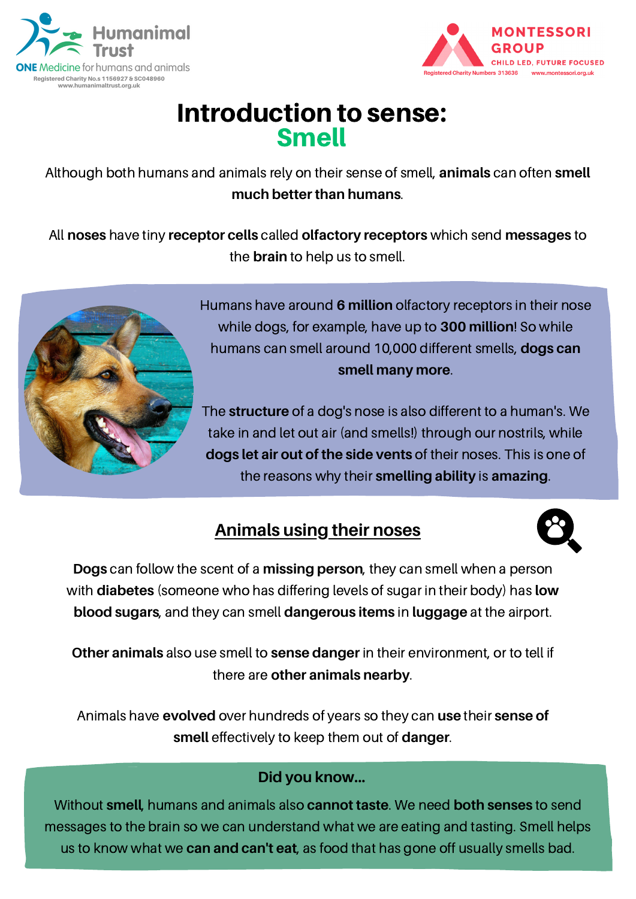Humanimal Trust
ONE Medicine for humans and animals
Registered Charity No.s 1156927 & SC048960
www.humanimaltrust.org.uk

MONTESSORI GROUP
CHILD LED, FUTURE FOCUSED
Registered Charity Numbers 313636 www.montessori.org.uk

# Introduction to sense: Smell

Although both humans and animals rely on their sense of smell, **animals** can often **smell much better than humans**.

All **noses** have tiny **receptor cells** called **olfactory receptors** which send **messages** to the **brain** to help us to smell.

Humans have around **6 million** olfactory receptors in their nose while dogs, for example, have up to **300 million**! So while humans can smell around 10,000 different smells, **dogs can smell many more**.

The **structure** of a dog's nose is also different to a human's. We take in and let out air (and smells!) through our nostrils, while **dogs let air out of the side vents** of their noses. This is one of the reasons why their **smelling ability** is **amazing**.

## Animals using their noses

**Dogs** can follow the scent of a **missing person**, they can smell when a person with **diabetes** (someone who has differing levels of sugar in their body) has **low blood sugars**, and they can smell **dangerous items** in **luggage** at the airport.

**Other animals** also use smell to **sense danger** in their environment, or to tell if there are **other animals nearby**.

Animals have **evolved** over hundreds of years so they can **use** their **sense of smell** effectively to keep them out of **danger**.

### Did you know...

Without **smell**, humans and animals also **cannot taste**. We need **both senses** to send messages to the brain so we can understand what we are eating and tasting. Smell helps us to know what we **can and can't eat**, as food that has gone off usually smells bad.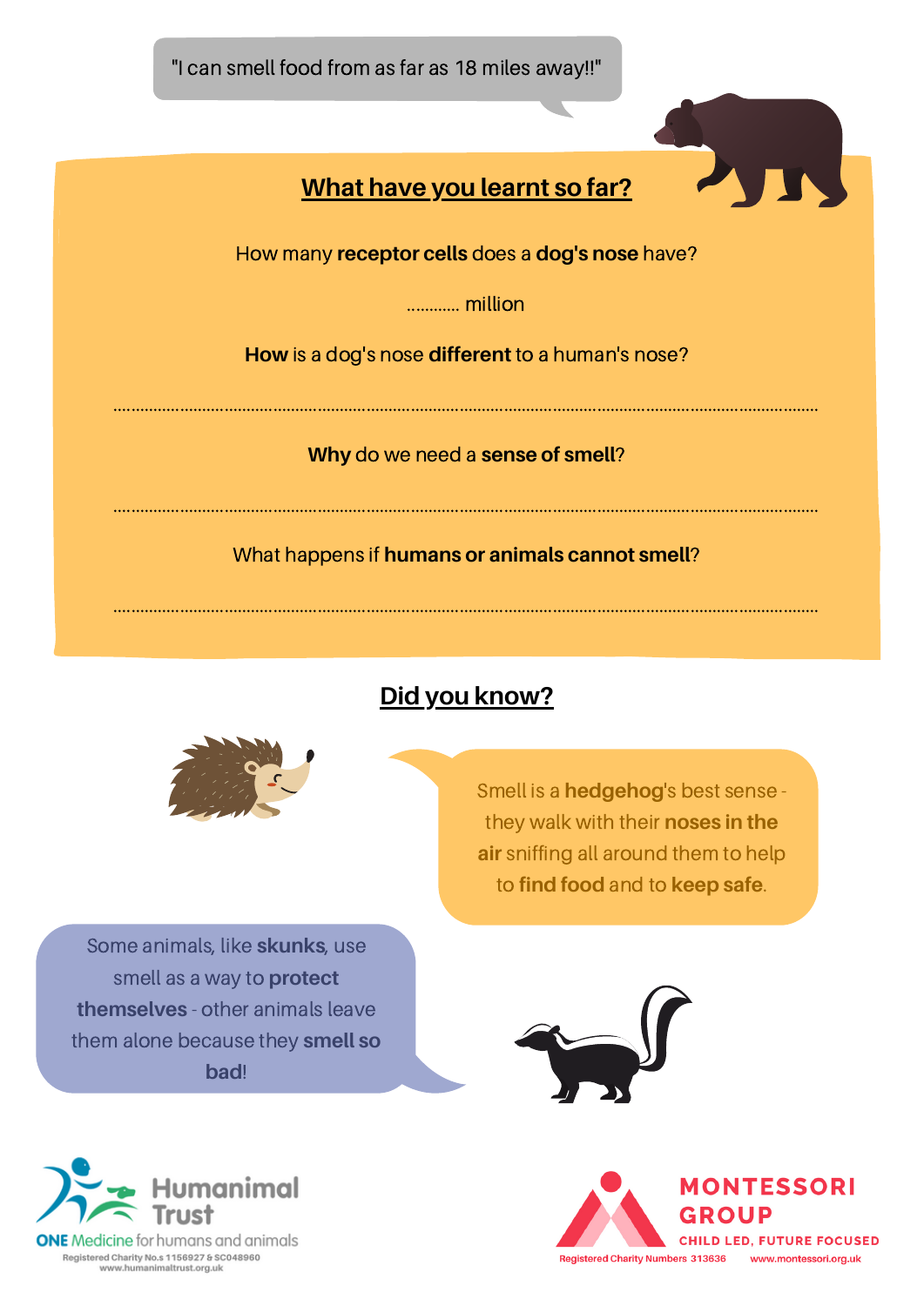"I can smell food from as far as 18 miles away!!"

## What have you learnt so far?

How many **receptor cells** does a **dog's nose** have?

............ million

**How** is a dog's nose **different** to a human's nose?

..........................................................................................................................................

**Why** do we need a **sense of smell**?

..........................................................................................................................................

What happens if **humans or animals cannot smell**?

..........................................................................................................................................

## Did you know?

Smell is a **hedgehog**'s best sense - they walk with their **noses in the air** sniffing all around them to help to **find food** and to **keep safe**.

Some animals, like **skunks**, use smell as a way to **protect themselves** - other animals leave them alone because they **smell so bad**!

Humanimal Trust
ONE Medicine for humans and animals
Registered Charity No.s 1156927 & SC048960
www.humanimaltrust.org.uk

MONTESSORI GROUP
CHILD LED, FUTURE FOCUSED
Registered Charity Numbers 313636 www.montessori.org.uk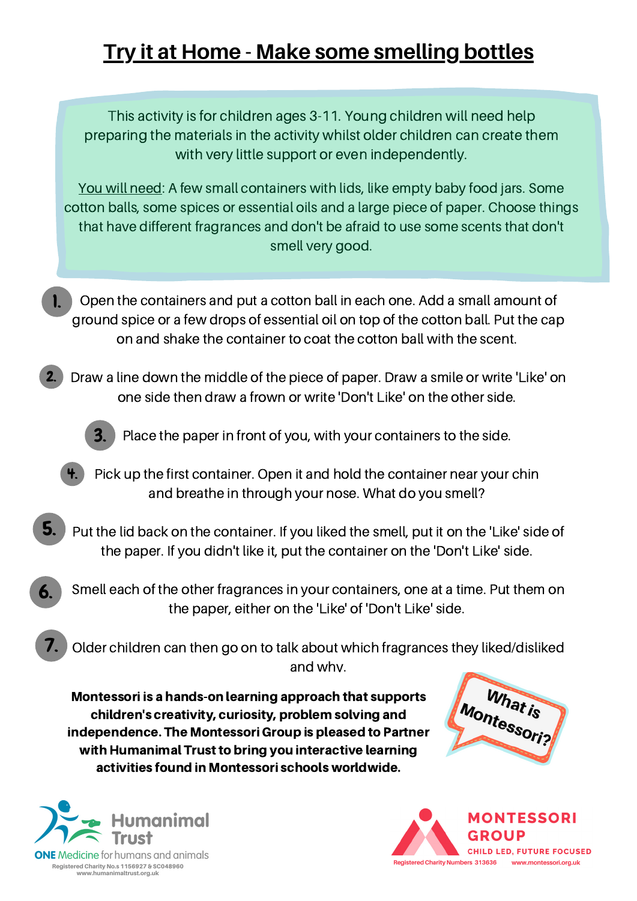# Try it at Home - Make some smelling bottles

This activity is for children ages 3-11. Young children will need help preparing the materials in the activity whilst older children can create them with very little support or even independently.

You will need: A few small containers with lids, like empty baby food jars. Some cotton balls, some spices or essential oils and a large piece of paper. Choose things that have different fragrances and don't be afraid to use some scents that don't smell very good.

1. Open the containers and put a cotton ball in each one. Add a small amount of ground spice or a few drops of essential oil on top of the cotton ball. Put the cap on and shake the container to coat the cotton ball with the scent.
2. Draw a line down the middle of the piece of paper. Draw a smile or write 'Like' on one side then draw a frown or write 'Don't Like' on the other side.
3. Place the paper in front of you, with your containers to the side.
4. Pick up the first container. Open it and hold the container near your chin and breathe in through your nose. What do you smell?
5. Put the lid back on the container. If you liked the smell, put it on the 'Like' side of the paper. If you didn't like it, put the container on the 'Don't Like' side.
6. Smell each of the other fragrances in your containers, one at a time. Put them on the paper, either on the 'Like' of 'Don't Like' side.
7. Older children can then go on to talk about which fragrances they liked/disliked and why.

**Montessori is a hands-on learning approach that supports children's creativity, curiosity, problem solving and independence. The Montessori Group is pleased to Partner with Humanimal Trust to bring you interactive learning activities found in Montessori schools worldwide.**

What is Montessori?

Humanimal Trust
ONE Medicine for humans and animals
Registered Charity No.s 1156927 & SC048960
www.humanimaltrust.org.uk

MONTESSORI GROUP
CHILD LED, FUTURE FOCUSED
Registered Charity Numbers 313636 www.montessori.org.uk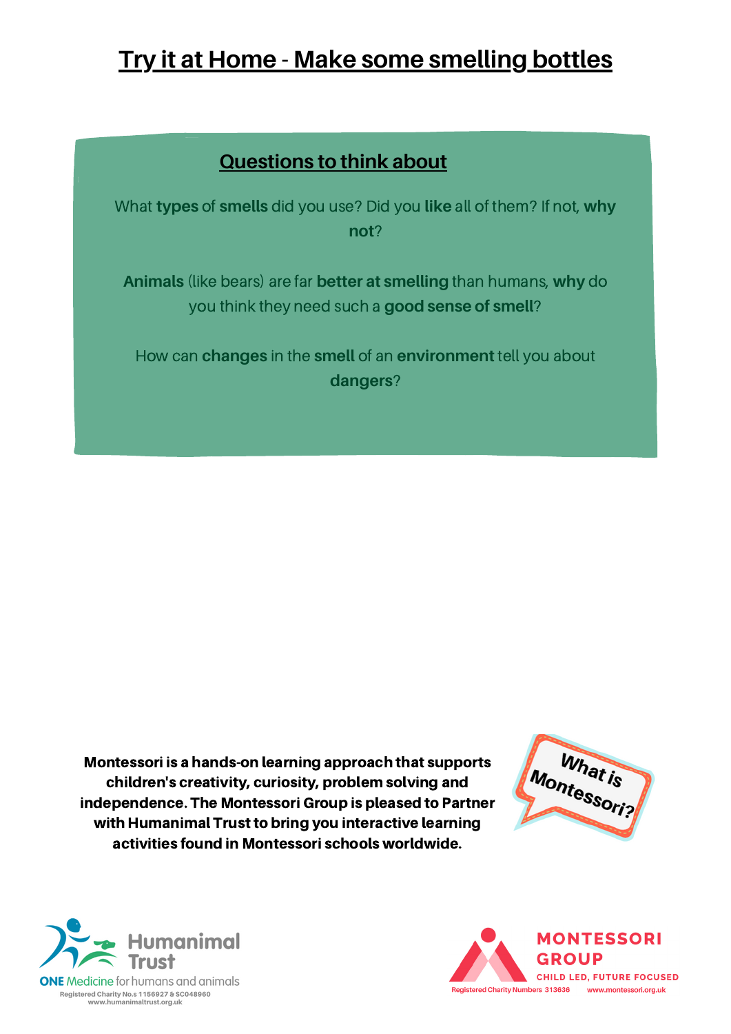# Try it at Home - Make some smelling bottles

## Questions to think about

What **types** of **smells** did you use? Did you **like** all of them? If not, **why not**?

**Animals** (like bears) are far **better at smelling** than humans, **why** do you think they need such a **good sense of smell**?

How can **changes** in the **smell** of an **environment** tell you about **dangers**?

**Montessori is a hands-on learning approach that supports children's creativity, curiosity, problem solving and independence. The Montessori Group is pleased to Partner with Humanimal Trust to bring you interactive learning activities found in Montessori schools worldwide.**

What is Montessori?

Humanimal Trust
ONE Medicine for humans and animals
Registered Charity No.s 1156927 & SC048960
www.humanimaltrust.org.uk

MONTESSORI GROUP
CHILD LED, FUTURE FOCUSED
Registered Charity Numbers 313636 www.montessori.org.uk